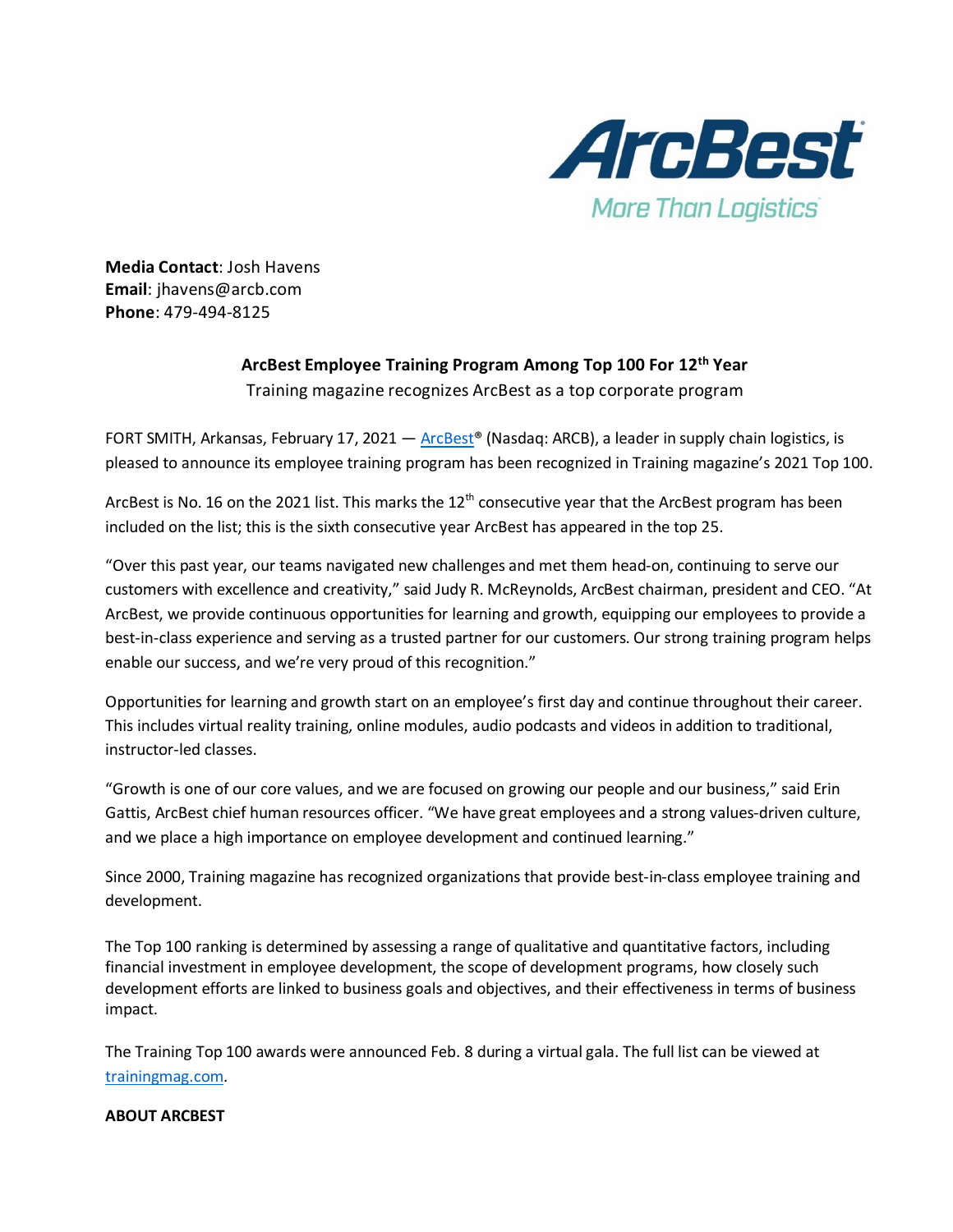**Media Contact**: Josh Havens
**Email**: jhavens@arcb.com
**Phone**: 479-494-8125

## ArcBest Employee Training Program Among Top 100 For 12th Year

Training magazine recognizes ArcBest as a top corporate program

FORT SMITH, Arkansas, February 17, 2021 — ArcBest® (Nasdaq: ARCB), a leader in supply chain logistics, is pleased to announce its employee training program has been recognized in Training magazine's 2021 Top 100.

ArcBest is No. 16 on the 2021 list. This marks the 12th consecutive year that the ArcBest program has been included on the list; this is the sixth consecutive year ArcBest has appeared in the top 25.

"Over this past year, our teams navigated new challenges and met them head-on, continuing to serve our customers with excellence and creativity," said Judy R. McReynolds, ArcBest chairman, president and CEO. "At ArcBest, we provide continuous opportunities for learning and growth, equipping our employees to provide a best-in-class experience and serving as a trusted partner for our customers. Our strong training program helps enable our success, and we're very proud of this recognition."

Opportunities for learning and growth start on an employee's first day and continue throughout their career. This includes virtual reality training, online modules, audio podcasts and videos in addition to traditional, instructor-led classes.

"Growth is one of our core values, and we are focused on growing our people and our business," said Erin Gattis, ArcBest chief human resources officer. "We have great employees and a strong values-driven culture, and we place a high importance on employee development and continued learning."

Since 2000, Training magazine has recognized organizations that provide best-in-class employee training and development.

The Top 100 ranking is determined by assessing a range of qualitative and quantitative factors, including financial investment in employee development, the scope of development programs, how closely such development efforts are linked to business goals and objectives, and their effectiveness in terms of business impact.

The Training Top 100 awards were announced Feb. 8 during a virtual gala. The full list can be viewed at trainingmag.com.

**ABOUT ARCBEST**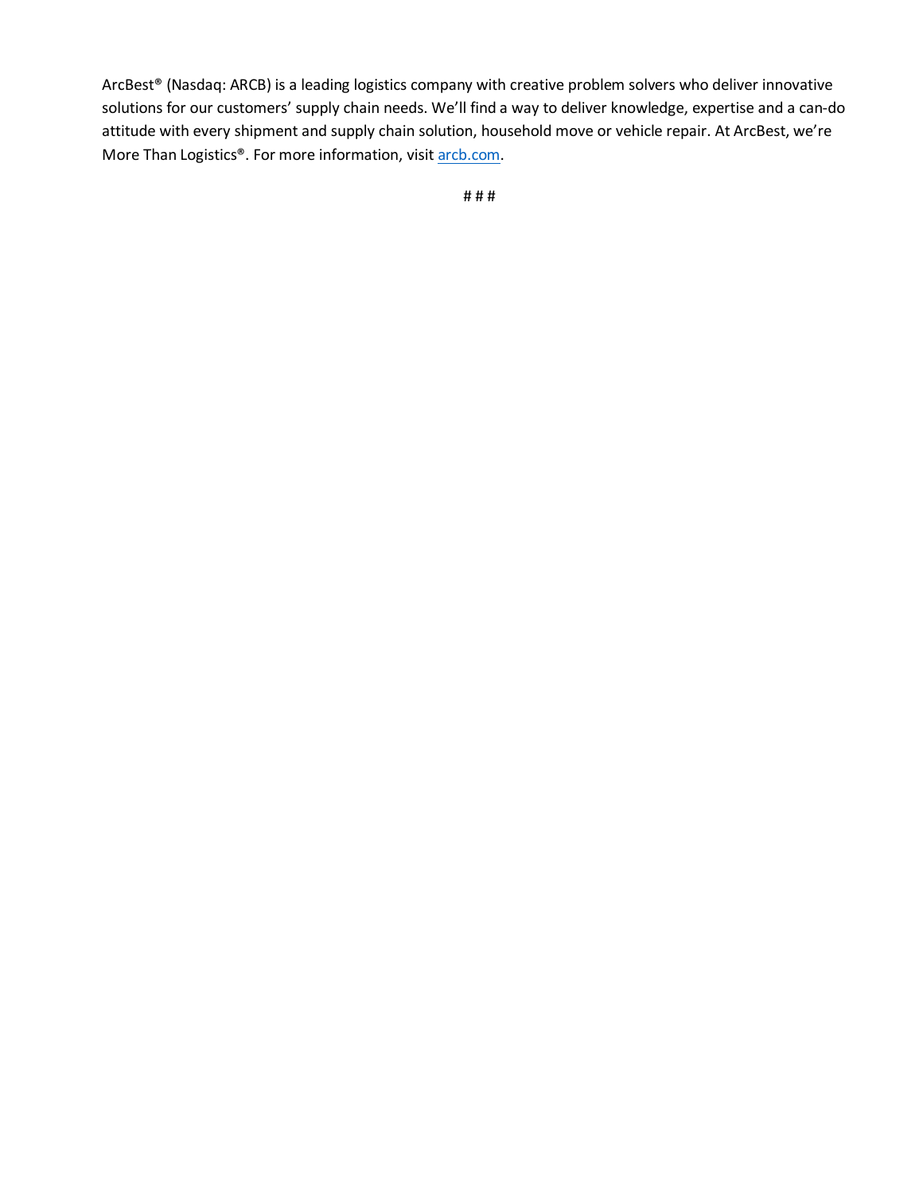ArcBest® (Nasdaq: ARCB) is a leading logistics company with creative problem solvers who deliver innovative solutions for our customers' supply chain needs. We'll find a way to deliver knowledge, expertise and a can-do attitude with every shipment and supply chain solution, household move or vehicle repair. At ArcBest, we're More Than Logistics®. For more information, visit arcb.com.

# # #